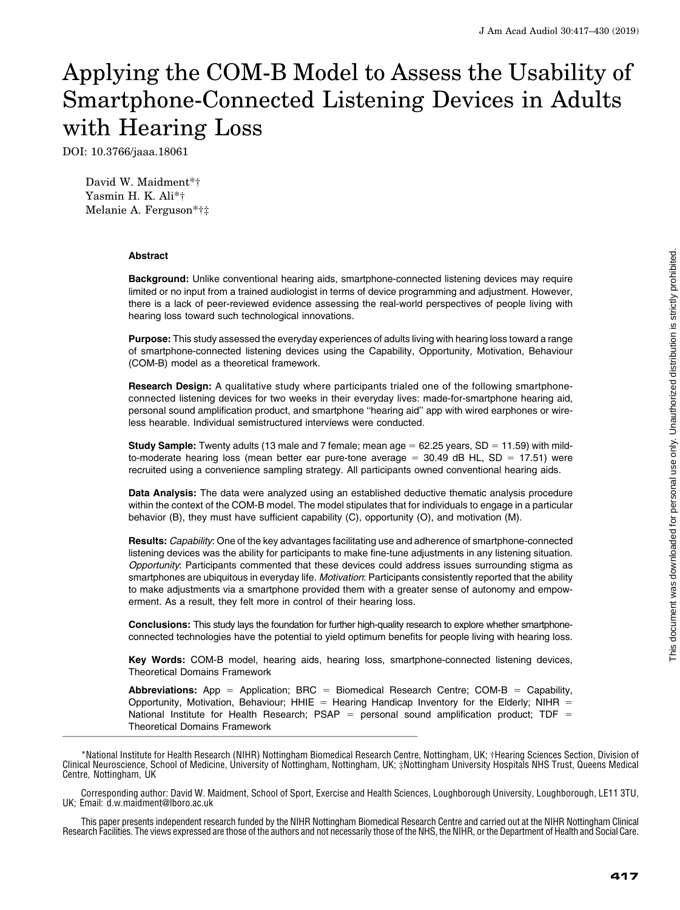# Applying the COM-B Model to Assess the Usability of Smartphone-Connected Listening Devices in Adults with Hearing Loss

DOI: 10.3766/jaaa.18061

David W. Maidment*†
Yasmin H. K. Ali*†
Melanie A. Ferguson*†‡

### Abstract

**Background:** Unlike conventional hearing aids, smartphone-connected listening devices may require limited or no input from a trained audiologist in terms of device programming and adjustment. However, there is a lack of peer-reviewed evidence assessing the real-world perspectives of people living with hearing loss toward such technological innovations.

**Purpose:** This study assessed the everyday experiences of adults living with hearing loss toward a range of smartphone-connected listening devices using the Capability, Opportunity, Motivation, Behaviour (COM-B) model as a theoretical framework.

**Research Design:** A qualitative study where participants trialed one of the following smartphone-connected listening devices for two weeks in their everyday lives: made-for-smartphone hearing aid, personal sound amplification product, and smartphone "hearing aid" app with wired earphones or wireless hearable. Individual semistructured interviews were conducted.

**Study Sample:** Twenty adults (13 male and 7 female; mean age = 62.25 years, SD = 11.59) with mild-to-moderate hearing loss (mean better ear pure-tone average = 30.49 dB HL, SD = 17.51) were recruited using a convenience sampling strategy. All participants owned conventional hearing aids.

**Data Analysis:** The data were analyzed using an established deductive thematic analysis procedure within the context of the COM-B model. The model stipulates that for individuals to engage in a particular behavior (B), they must have sufficient capability (C), opportunity (O), and motivation (M).

**Results:** *Capability*: One of the key advantages facilitating use and adherence of smartphone-connected listening devices was the ability for participants to make fine-tune adjustments in any listening situation. *Opportunity*: Participants commented that these devices could address issues surrounding stigma as smartphones are ubiquitous in everyday life. *Motivation*: Participants consistently reported that the ability to make adjustments via a smartphone provided them with a greater sense of autonomy and empowerment. As a result, they felt more in control of their hearing loss.

**Conclusions:** This study lays the foundation for further high-quality research to explore whether smartphone-connected technologies have the potential to yield optimum benefits for people living with hearing loss.

**Key Words:** COM-B model, hearing aids, hearing loss, smartphone-connected listening devices, Theoretical Domains Framework

**Abbreviations:** App = Application; BRC = Biomedical Research Centre; COM-B = Capability, Opportunity, Motivation, Behaviour; HHIE = Hearing Handicap Inventory for the Elderly; NIHR = National Institute for Health Research; PSAP = personal sound amplification product; TDF = Theoretical Domains Framework

---

*National Institute for Health Research (NIHR) Nottingham Biomedical Research Centre, Nottingham, UK; †Hearing Sciences Section, Division of Clinical Neuroscience, School of Medicine, University of Nottingham, Nottingham, UK; ‡Nottingham University Hospitals NHS Trust, Queens Medical Centre, Nottingham, UK

Corresponding author: David W. Maidment, School of Sport, Exercise and Health Sciences, Loughborough University, Loughborough, LE11 3TU, UK; Email: d.w.maidment@lboro.ac.uk

This paper presents independent research funded by the NIHR Nottingham Biomedical Research Centre and carried out at the NIHR Nottingham Clinical Research Facilities. The views expressed are those of the authors and not necessarily those of the NHS, the NIHR, or the Department of Health and Social Care.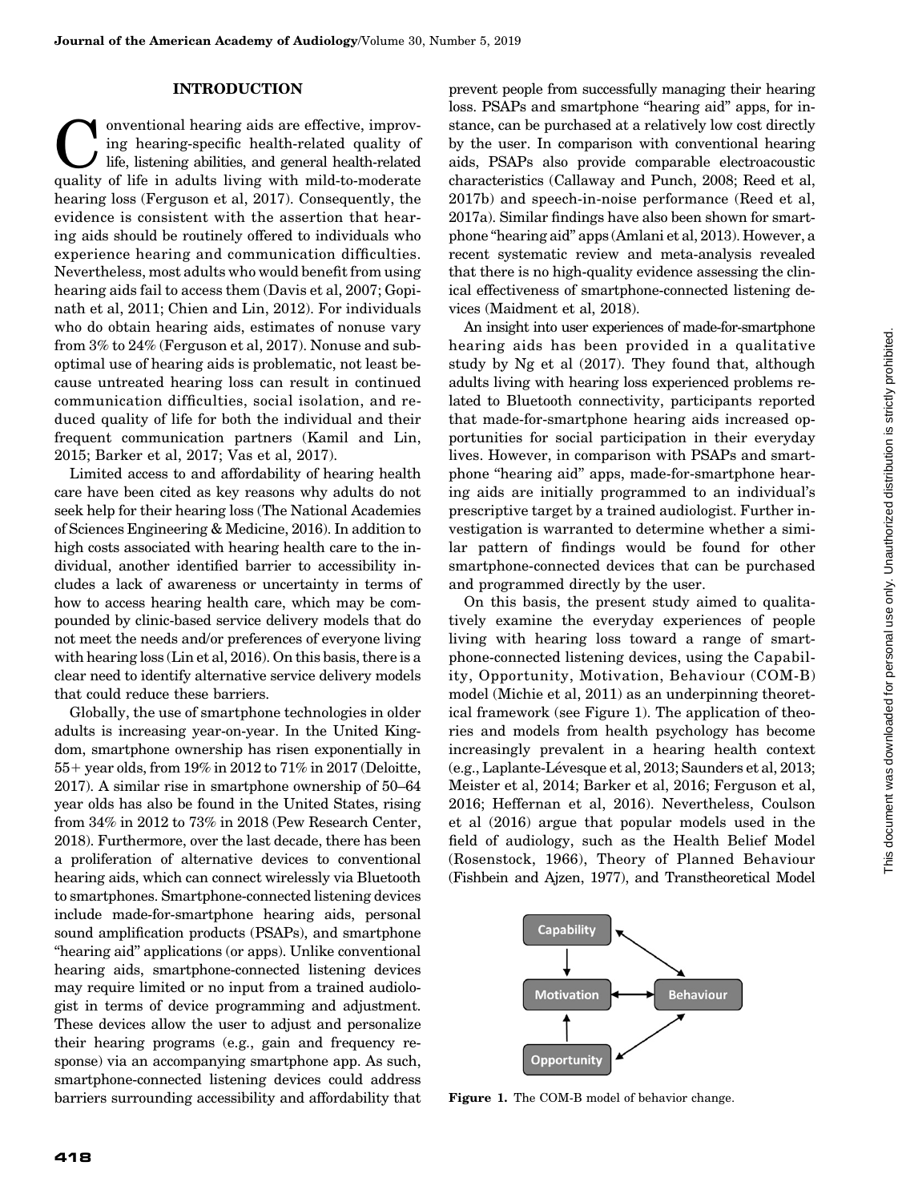## INTRODUCTION

Conventional hearing aids are effective, improving hearing-specific health-related quality of life, listening abilities, and general health-related quality of life in adults living with mild-to-moderate hearing loss (Ferguson et al, 2017). Consequently, the evidence is consistent with the assertion that hearing aids should be routinely offered to individuals who experience hearing and communication difficulties. Nevertheless, most adults who would benefit from using hearing aids fail to access them (Davis et al, 2007; Gopinath et al, 2011; Chien and Lin, 2012). For individuals who do obtain hearing aids, estimates of nonuse vary from 3% to 24% (Ferguson et al, 2017). Nonuse and suboptimal use of hearing aids is problematic, not least because untreated hearing loss can result in continued communication difficulties, social isolation, and reduced quality of life for both the individual and their frequent communication partners (Kamil and Lin, 2015; Barker et al, 2017; Vas et al, 2017).

Limited access to and affordability of hearing health care have been cited as key reasons why adults do not seek help for their hearing loss (The National Academies of Sciences Engineering & Medicine, 2016). In addition to high costs associated with hearing health care to the individual, another identified barrier to accessibility includes a lack of awareness or uncertainty in terms of how to access hearing health care, which may be compounded by clinic-based service delivery models that do not meet the needs and/or preferences of everyone living with hearing loss (Lin et al, 2016). On this basis, there is a clear need to identify alternative service delivery models that could reduce these barriers.

Globally, the use of smartphone technologies in older adults is increasing year-on-year. In the United Kingdom, smartphone ownership has risen exponentially in 55+ year olds, from 19% in 2012 to 71% in 2017 (Deloitte, 2017). A similar rise in smartphone ownership of 50–64 year olds has also been found in the United States, rising from 34% in 2012 to 73% in 2018 (Pew Research Center, 2018). Furthermore, over the last decade, there has been a proliferation of alternative devices to conventional hearing aids, which can connect wirelessly via Bluetooth to smartphones. Smartphone-connected listening devices include made-for-smartphone hearing aids, personal sound amplification products (PSAPs), and smartphone "hearing aid" applications (or apps). Unlike conventional hearing aids, smartphone-connected listening devices may require limited or no input from a trained audiologist in terms of device programming and adjustment. These devices allow the user to adjust and personalize their hearing programs (e.g., gain and frequency response) via an accompanying smartphone app. As such, smartphone-connected listening devices could address barriers surrounding accessibility and affordability that prevent people from successfully managing their hearing loss. PSAPs and smartphone "hearing aid" apps, for instance, can be purchased at a relatively low cost directly by the user. In comparison with conventional hearing aids, PSAPs also provide comparable electroacoustic characteristics (Callaway and Punch, 2008; Reed et al, 2017b) and speech-in-noise performance (Reed et al, 2017a). Similar findings have also been shown for smartphone "hearing aid" apps (Amlani et al, 2013). However, a recent systematic review and meta-analysis revealed that there is no high-quality evidence assessing the clinical effectiveness of smartphone-connected listening devices (Maidment et al, 2018).

An insight into user experiences of made-for-smartphone hearing aids has been provided in a qualitative study by Ng et al (2017). They found that, although adults living with hearing loss experienced problems related to Bluetooth connectivity, participants reported that made-for-smartphone hearing aids increased opportunities for social participation in their everyday lives. However, in comparison with PSAPs and smartphone "hearing aid" apps, made-for-smartphone hearing aids are initially programmed to an individual's prescriptive target by a trained audiologist. Further investigation is warranted to determine whether a similar pattern of findings would be found for other smartphone-connected devices that can be purchased and programmed directly by the user.

On this basis, the present study aimed to qualitatively examine the everyday experiences of people living with hearing loss toward a range of smartphone-connected listening devices, using the Capability, Opportunity, Motivation, Behaviour (COM-B) model (Michie et al, 2011) as an underpinning theoretical framework (see Figure 1). The application of theories and models from health psychology has become increasingly prevalent in a hearing health context (e.g., Laplante-Lévesque et al, 2013; Saunders et al, 2013; Meister et al, 2014; Barker et al, 2016; Ferguson et al, 2016; Heffernan et al, 2016). Nevertheless, Coulson et al (2016) argue that popular models used in the field of audiology, such as the Health Belief Model (Rosenstock, 1966), Theory of Planned Behaviour (Fishbein and Ajzen, 1977), and Transtheoretical Model

Figure 1. The COM-B model of behavior change.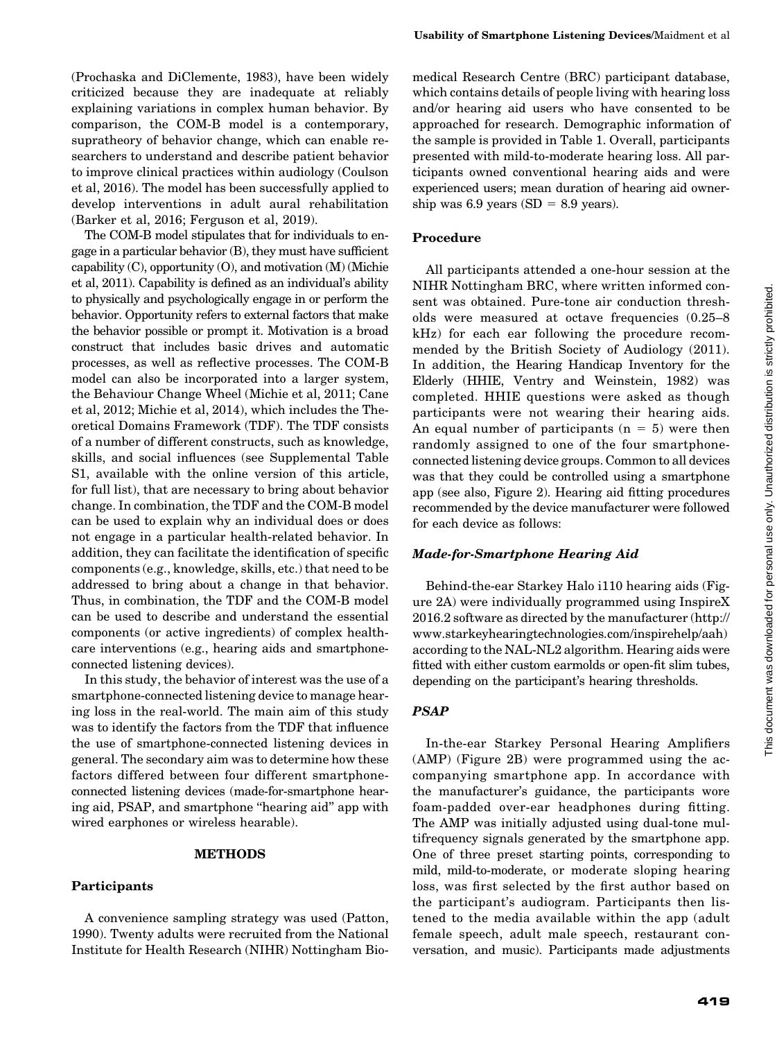(Prochaska and DiClemente, 1983), have been widely criticized because they are inadequate at reliably explaining variations in complex human behavior. By comparison, the COM-B model is a contemporary, supratheory of behavior change, which can enable researchers to understand and describe patient behavior to improve clinical practices within audiology (Coulson et al, 2016). The model has been successfully applied to develop interventions in adult aural rehabilitation (Barker et al, 2016; Ferguson et al, 2019).

The COM-B model stipulates that for individuals to engage in a particular behavior (B), they must have sufficient capability (C), opportunity (O), and motivation (M) (Michie et al, 2011). Capability is defined as an individual's ability to physically and psychologically engage in or perform the behavior. Opportunity refers to external factors that make the behavior possible or prompt it. Motivation is a broad construct that includes basic drives and automatic processes, as well as reflective processes. The COM-B model can also be incorporated into a larger system, the Behaviour Change Wheel (Michie et al, 2011; Cane et al, 2012; Michie et al, 2014), which includes the Theoretical Domains Framework (TDF). The TDF consists of a number of different constructs, such as knowledge, skills, and social influences (see Supplemental Table S1, available with the online version of this article, for full list), that are necessary to bring about behavior change. In combination, the TDF and the COM-B model can be used to explain why an individual does or does not engage in a particular health-related behavior. In addition, they can facilitate the identification of specific components (e.g., knowledge, skills, etc.) that need to be addressed to bring about a change in that behavior. Thus, in combination, the TDF and the COM-B model can be used to describe and understand the essential components (or active ingredients) of complex healthcare interventions (e.g., hearing aids and smartphone-connected listening devices).

In this study, the behavior of interest was the use of a smartphone-connected listening device to manage hearing loss in the real-world. The main aim of this study was to identify the factors from the TDF that influence the use of smartphone-connected listening devices in general. The secondary aim was to determine how these factors differed between four different smartphone-connected listening devices (made-for-smartphone hearing aid, PSAP, and smartphone "hearing aid" app with wired earphones or wireless hearable).

## METHODS

### Participants

A convenience sampling strategy was used (Patton, 1990). Twenty adults were recruited from the National Institute for Health Research (NIHR) Nottingham Biomedical Research Centre (BRC) participant database, which contains details of people living with hearing loss and/or hearing aid users who have consented to be approached for research. Demographic information of the sample is provided in Table 1. Overall, participants presented with mild-to-moderate hearing loss. All participants owned conventional hearing aids and were experienced users; mean duration of hearing aid ownership was 6.9 years (SD = 8.9 years).

### Procedure

All participants attended a one-hour session at the NIHR Nottingham BRC, where written informed consent was obtained. Pure-tone air conduction thresholds were measured at octave frequencies (0.25–8 kHz) for each ear following the procedure recommended by the British Society of Audiology (2011). In addition, the Hearing Handicap Inventory for the Elderly (HHIE, Ventry and Weinstein, 1982) was completed. HHIE questions were asked as though participants were not wearing their hearing aids. An equal number of participants (n = 5) were then randomly assigned to one of the four smartphone-connected listening device groups. Common to all devices was that they could be controlled using a smartphone app (see also, Figure 2). Hearing aid fitting procedures recommended by the device manufacturer were followed for each device as follows:

#### *Made-for-Smartphone Hearing Aid*

Behind-the-ear Starkey Halo i110 hearing aids (Figure 2A) were individually programmed using InspireX 2016.2 software as directed by the manufacturer (http://www.starkeyhearingtechnologies.com/inspirehelp/aah) according to the NAL-NL2 algorithm. Hearing aids were fitted with either custom earmolds or open-fit slim tubes, depending on the participant's hearing thresholds.

#### *PSAP*

In-the-ear Starkey Personal Hearing Amplifiers (AMP) (Figure 2B) were programmed using the accompanying smartphone app. In accordance with the manufacturer's guidance, the participants wore foam-padded over-ear headphones during fitting. The AMP was initially adjusted using dual-tone multifrequency signals generated by the smartphone app. One of three preset starting points, corresponding to mild, mild-to-moderate, or moderate sloping hearing loss, was first selected by the first author based on the participant's audiogram. Participants then listened to the media available within the app (adult female speech, adult male speech, restaurant conversation, and music). Participants made adjustments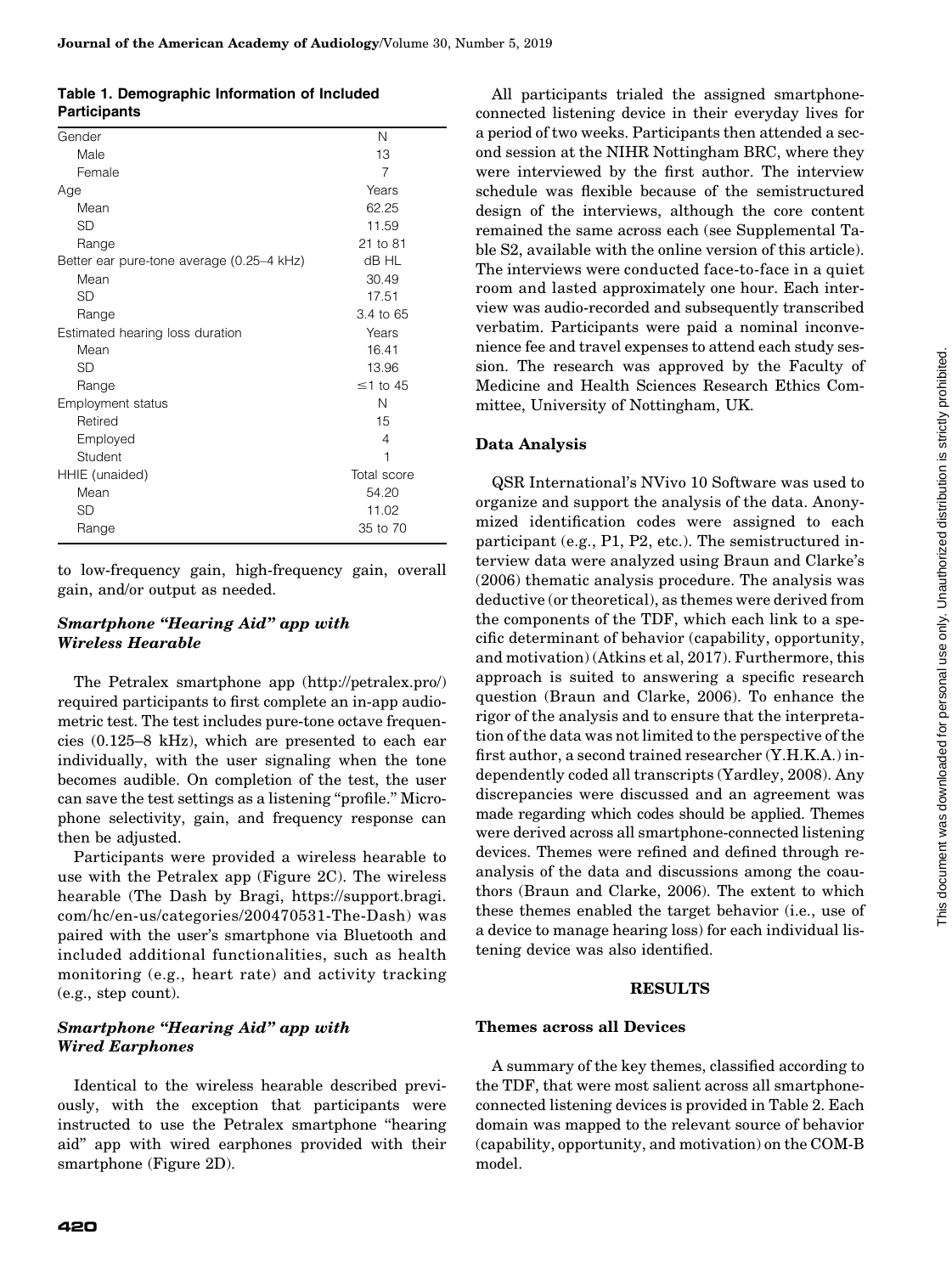**Table 1. Demographic Information of Included Participants**

| Gender | N |
|---|---|
| Male | 13 |
| Female | 7 |
| Age | Years |
| Mean | 62.25 |
| SD | 11.59 |
| Range | 21 to 81 |
| Better ear pure-tone average (0.25–4 kHz) | dB HL |
| Mean | 30.49 |
| SD | 17.51 |
| Range | 3.4 to 65 |
| Estimated hearing loss duration | Years |
| Mean | 16.41 |
| SD | 13.96 |
| Range | ≤1 to 45 |
| Employment status | N |
| Retired | 15 |
| Employed | 4 |
| Student | 1 |
| HHIE (unaided) | Total score |
| Mean | 54.20 |
| SD | 11.02 |
| Range | 35 to 70 |

to low-frequency gain, high-frequency gain, overall gain, and/or output as needed.

### *Smartphone "Hearing Aid" app with Wireless Hearable*

The Petralex smartphone app (http://petralex.pro/) required participants to first complete an in-app audiometric test. The test includes pure-tone octave frequencies (0.125–8 kHz), which are presented to each ear individually, with the user signaling when the tone becomes audible. On completion of the test, the user can save the test settings as a listening "profile." Microphone selectivity, gain, and frequency response can then be adjusted.

Participants were provided a wireless hearable to use with the Petralex app (Figure 2C). The wireless hearable (The Dash by Bragi, https://support.bragi.com/hc/en-us/categories/200470531-The-Dash) was paired with the user's smartphone via Bluetooth and included additional functionalities, such as health monitoring (e.g., heart rate) and activity tracking (e.g., step count).

### *Smartphone "Hearing Aid" app with Wired Earphones*

Identical to the wireless hearable described previously, with the exception that participants were instructed to use the Petralex smartphone "hearing aid" app with wired earphones provided with their smartphone (Figure 2D).

All participants trialed the assigned smartphone-connected listening device in their everyday lives for a period of two weeks. Participants then attended a second session at the NIHR Nottingham BRC, where they were interviewed by the first author. The interview schedule was flexible because of the semistructured design of the interviews, although the core content remained the same across each (see Supplemental Table S2, available with the online version of this article). The interviews were conducted face-to-face in a quiet room and lasted approximately one hour. Each interview was audio-recorded and subsequently transcribed verbatim. Participants were paid a nominal inconvenience fee and travel expenses to attend each study session. The research was approved by the Faculty of Medicine and Health Sciences Research Ethics Committee, University of Nottingham, UK.

### Data Analysis

QSR International's NVivo 10 Software was used to organize and support the analysis of the data. Anonymized identification codes were assigned to each participant (e.g., P1, P2, etc.). The semistructured interview data were analyzed using Braun and Clarke's (2006) thematic analysis procedure. The analysis was deductive (or theoretical), as themes were derived from the components of the TDF, which each link to a specific determinant of behavior (capability, opportunity, and motivation) (Atkins et al, 2017). Furthermore, this approach is suited to answering a specific research question (Braun and Clarke, 2006). To enhance the rigor of the analysis and to ensure that the interpretation of the data was not limited to the perspective of the first author, a second trained researcher (Y.H.K.A.) independently coded all transcripts (Yardley, 2008). Any discrepancies were discussed and an agreement was made regarding which codes should be applied. Themes were derived across all smartphone-connected listening devices. Themes were refined and defined through reanalysis of the data and discussions among the coauthors (Braun and Clarke, 2006). The extent to which these themes enabled the target behavior (i.e., use of a device to manage hearing loss) for each individual listening device was also identified.

## RESULTS

### Themes across all Devices

A summary of the key themes, classified according to the TDF, that were most salient across all smartphone-connected listening devices is provided in Table 2. Each domain was mapped to the relevant source of behavior (capability, opportunity, and motivation) on the COM-B model.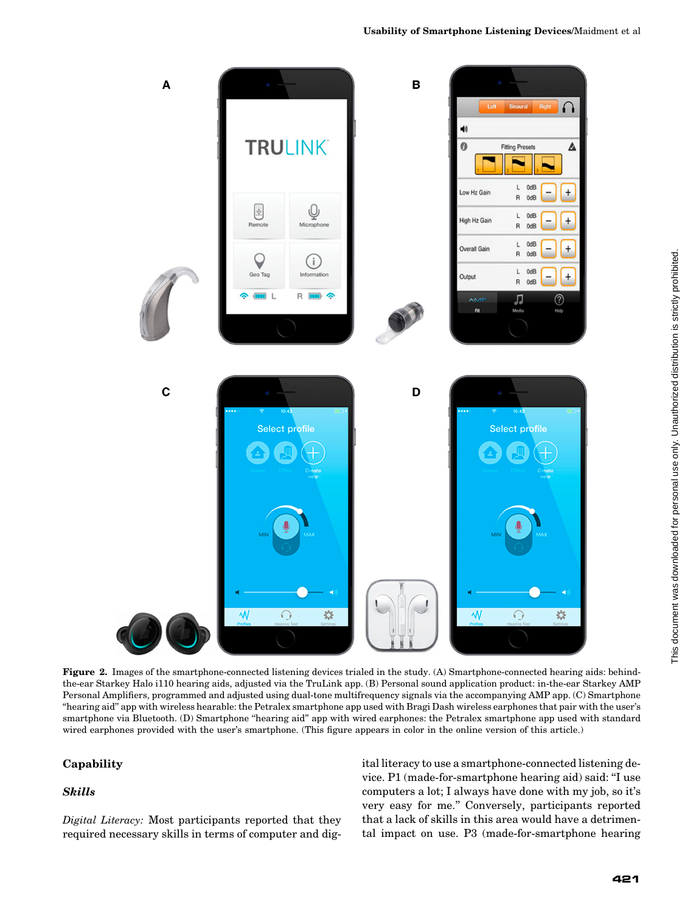**Figure 2.** Images of the smartphone-connected listening devices trialed in the study. (A) Smartphone-connected hearing aids: behind-the-ear Starkey Halo i110 hearing aids, adjusted via the TruLink app. (B) Personal sound application product: in-the-ear Starkey AMP Personal Amplifiers, programmed and adjusted using dual-tone multifrequency signals via the accompanying AMP app. (C) Smartphone "hearing aid" app with wireless hearable: the Petralex smartphone app used with Bragi Dash wireless earphones that pair with the user's smartphone via Bluetooth. (D) Smartphone "hearing aid" app with wired earphones: the Petralex smartphone app used with standard wired earphones provided with the user's smartphone. (This figure appears in color in the online version of this article.)

## Capability

### *Skills*

*Digital Literacy:* Most participants reported that they required necessary skills in terms of computer and digital literacy to use a smartphone-connected listening device. P1 (made-for-smartphone hearing aid) said: "I use computers a lot; I always have done with my job, so it's very easy for me." Conversely, participants reported that a lack of skills in this area would have a detrimental impact on use. P3 (made-for-smartphone hearing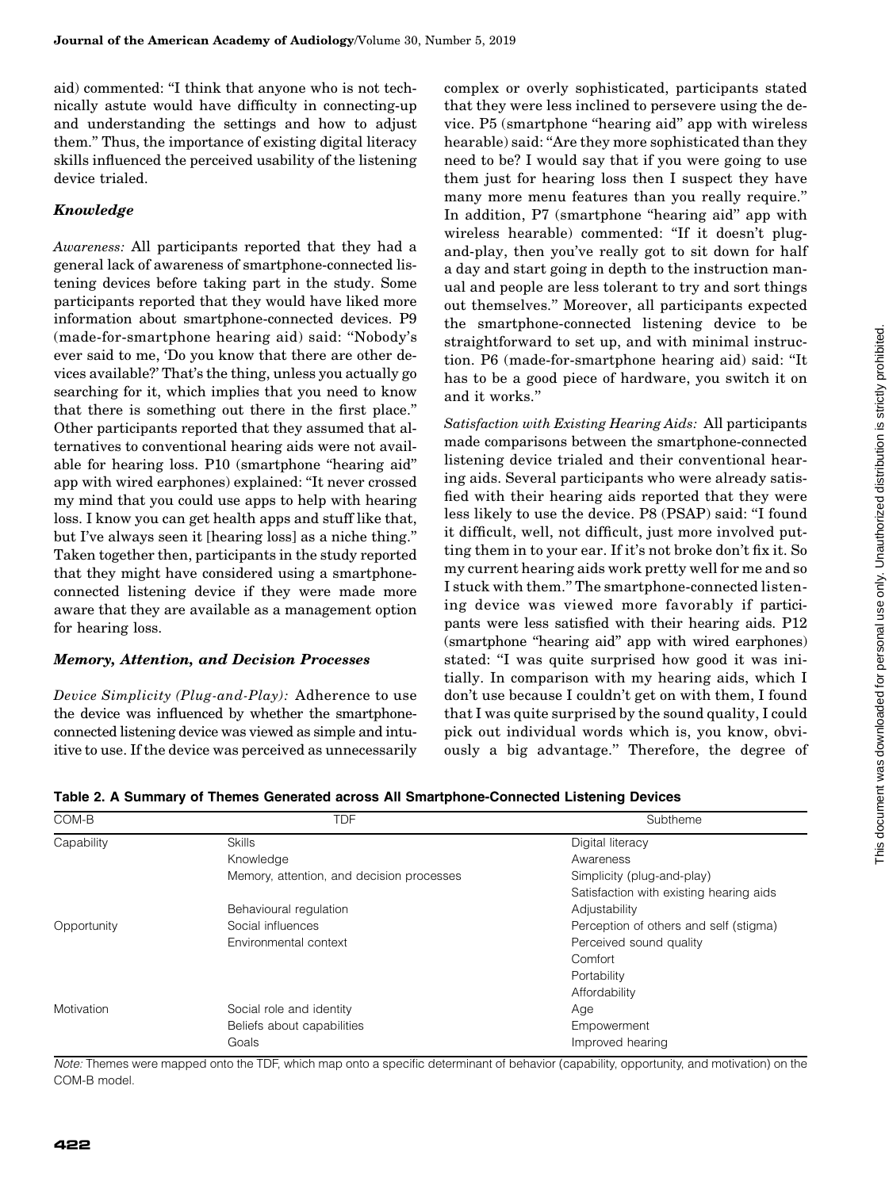aid) commented: "I think that anyone who is not technically astute would have difficulty in connecting-up and understanding the settings and how to adjust them." Thus, the importance of existing digital literacy skills influenced the perceived usability of the listening device trialed.

### *Knowledge*

*Awareness:* All participants reported that they had a general lack of awareness of smartphone-connected listening devices before taking part in the study. Some participants reported that they would have liked more information about smartphone-connected devices. P9 (made-for-smartphone hearing aid) said: "Nobody's ever said to me, 'Do you know that there are other devices available?' That's the thing, unless you actually go searching for it, which implies that you need to know that there is something out there in the first place." Other participants reported that they assumed that alternatives to conventional hearing aids were not available for hearing loss. P10 (smartphone "hearing aid" app with wired earphones) explained: "It never crossed my mind that you could use apps to help with hearing loss. I know you can get health apps and stuff like that, but I've always seen it [hearing loss] as a niche thing." Taken together then, participants in the study reported that they might have considered using a smartphone-connected listening device if they were made more aware that they are available as a management option for hearing loss.

### *Memory, Attention, and Decision Processes*

*Device Simplicity (Plug-and-Play):* Adherence to use the device was influenced by whether the smartphone-connected listening device was viewed as simple and intuitive to use. If the device was perceived as unnecessarily complex or overly sophisticated, participants stated that they were less inclined to persevere using the device. P5 (smartphone "hearing aid" app with wireless hearable) said: "Are they more sophisticated than they need to be? I would say that if you were going to use them just for hearing loss then I suspect they have many more menu features than you really require." In addition, P7 (smartphone "hearing aid" app with wireless hearable) commented: "If it doesn't plug-and-play, then you've really got to sit down for half a day and start going in depth to the instruction manual and people are less tolerant to try and sort things out themselves." Moreover, all participants expected the smartphone-connected listening device to be straightforward to set up, and with minimal instruction. P6 (made-for-smartphone hearing aid) said: "It has to be a good piece of hardware, you switch it on and it works."

*Satisfaction with Existing Hearing Aids:* All participants made comparisons between the smartphone-connected listening device trialed and their conventional hearing aids. Several participants who were already satisfied with their hearing aids reported that they were less likely to use the device. P8 (PSAP) said: "I found it difficult, well, not difficult, just more involved putting them in to your ear. If it's not broke don't fix it. So my current hearing aids work pretty well for me and so I stuck with them." The smartphone-connected listening device was viewed more favorably if participants were less satisfied with their hearing aids. P12 (smartphone "hearing aid" app with wired earphones) stated: "I was quite surprised how good it was initially. In comparison with my hearing aids, which I don't use because I couldn't get on with them, I found that I was quite surprised by the sound quality, I could pick out individual words which is, you know, obviously a big advantage." Therefore, the degree of

**Table 2. A Summary of Themes Generated across All Smartphone-Connected Listening Devices**

| COM-B | TDF | Subtheme |
|---|---|---|
| Capability | Skills | Digital literacy |
| | Knowledge | Awareness |
| | Memory, attention, and decision processes | Simplicity (plug-and-play) |
| | | Satisfaction with existing hearing aids |
| | Behavioural regulation | Adjustability |
| Opportunity | Social influences | Perception of others and self (stigma) |
| | Environmental context | Perceived sound quality |
| | | Comfort |
| | | Portability |
| | | Affordability |
| Motivation | Social role and identity | Age |
| | Beliefs about capabilities | Empowerment |
| | Goals | Improved hearing |

*Note:* Themes were mapped onto the TDF, which map onto a specific determinant of behavior (capability, opportunity, and motivation) on the COM-B model.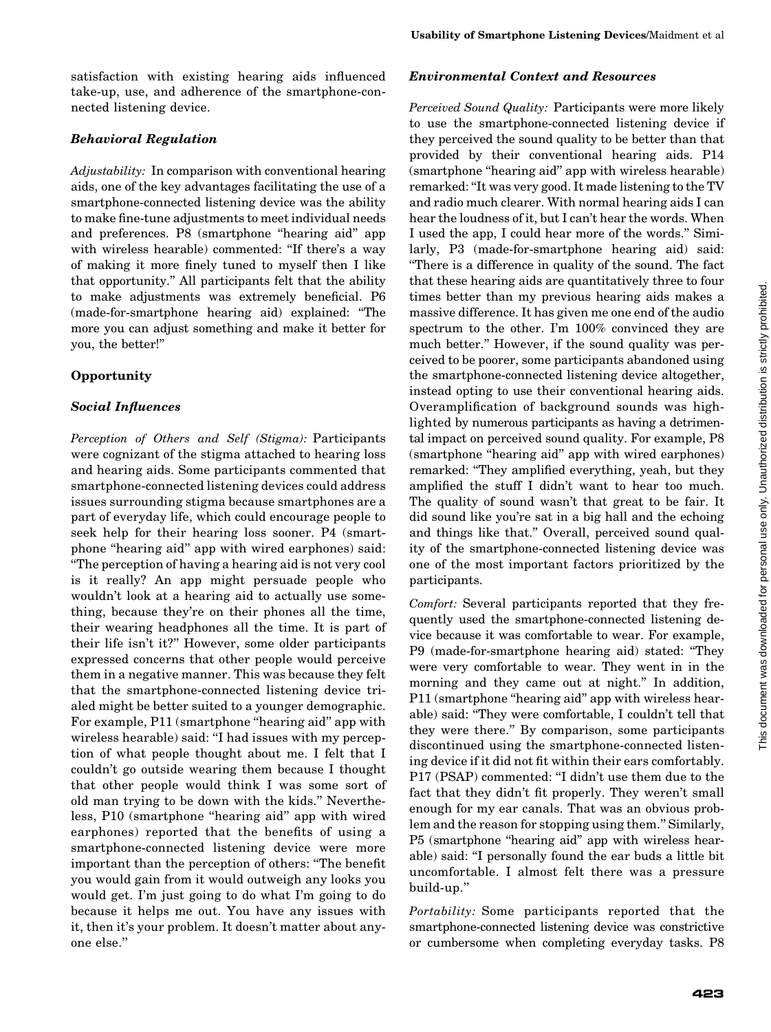satisfaction with existing hearing aids influenced take-up, use, and adherence of the smartphone-connected listening device.

### *Behavioral Regulation*

*Adjustability:* In comparison with conventional hearing aids, one of the key advantages facilitating the use of a smartphone-connected listening device was the ability to make fine-tune adjustments to meet individual needs and preferences. P8 (smartphone "hearing aid" app with wireless hearable) commented: "If there's a way of making it more finely tuned to myself then I like that opportunity." All participants felt that the ability to make adjustments was extremely beneficial. P6 (made-for-smartphone hearing aid) explained: "The more you can adjust something and make it better for you, the better!"

## Opportunity

### *Social Influences*

*Perception of Others and Self (Stigma):* Participants were cognizant of the stigma attached to hearing loss and hearing aids. Some participants commented that smartphone-connected listening devices could address issues surrounding stigma because smartphones are a part of everyday life, which could encourage people to seek help for their hearing loss sooner. P4 (smartphone "hearing aid" app with wired earphones) said: "The perception of having a hearing aid is not very cool is it really? An app might persuade people who wouldn't look at a hearing aid to actually use something, because they're on their phones all the time, their wearing headphones all the time. It is part of their life isn't it?" However, some older participants expressed concerns that other people would perceive them in a negative manner. This was because they felt that the smartphone-connected listening device trialed might be better suited to a younger demographic. For example, P11 (smartphone "hearing aid" app with wireless hearable) said: "I had issues with my perception of what people thought about me. I felt that I couldn't go outside wearing them because I thought that other people would think I was some sort of old man trying to be down with the kids." Nevertheless, P10 (smartphone "hearing aid" app with wired earphones) reported that the benefits of using a smartphone-connected listening device were more important than the perception of others: "The benefit you would gain from it would outweigh any looks you would get. I'm just going to do what I'm going to do because it helps me out. You have any issues with it, then it's your problem. It doesn't matter about anyone else."

### *Environmental Context and Resources*

*Perceived Sound Quality:* Participants were more likely to use the smartphone-connected listening device if they perceived the sound quality to be better than that provided by their conventional hearing aids. P14 (smartphone "hearing aid" app with wireless hearable) remarked: "It was very good. It made listening to the TV and radio much clearer. With normal hearing aids I can hear the loudness of it, but I can't hear the words. When I used the app, I could hear more of the words." Similarly, P3 (made-for-smartphone hearing aid) said: "There is a difference in quality of the sound. The fact that these hearing aids are quantitatively three to four times better than my previous hearing aids makes a massive difference. It has given me one end of the audio spectrum to the other. I'm 100% convinced they are much better." However, if the sound quality was perceived to be poorer, some participants abandoned using the smartphone-connected listening device altogether, instead opting to use their conventional hearing aids. Overamplification of background sounds was highlighted by numerous participants as having a detrimental impact on perceived sound quality. For example, P8 (smartphone "hearing aid" app with wired earphones) remarked: "They amplified everything, yeah, but they amplified the stuff I didn't want to hear too much. The quality of sound wasn't that great to be fair. It did sound like you're sat in a big hall and the echoing and things like that." Overall, perceived sound quality of the smartphone-connected listening device was one of the most important factors prioritized by the participants.

*Comfort:* Several participants reported that they frequently used the smartphone-connected listening device because it was comfortable to wear. For example, P9 (made-for-smartphone hearing aid) stated: "They were very comfortable to wear. They went in in the morning and they came out at night." In addition, P11 (smartphone "hearing aid" app with wireless hearable) said: "They were comfortable, I couldn't tell that they were there." By comparison, some participants discontinued using the smartphone-connected listening device if it did not fit within their ears comfortably. P17 (PSAP) commented: "I didn't use them due to the fact that they didn't fit properly. They weren't small enough for my ear canals. That was an obvious problem and the reason for stopping using them." Similarly, P5 (smartphone "hearing aid" app with wireless hearable) said: "I personally found the ear buds a little bit uncomfortable. I almost felt there was a pressure build-up."

*Portability:* Some participants reported that the smartphone-connected listening device was constrictive or cumbersome when completing everyday tasks. P8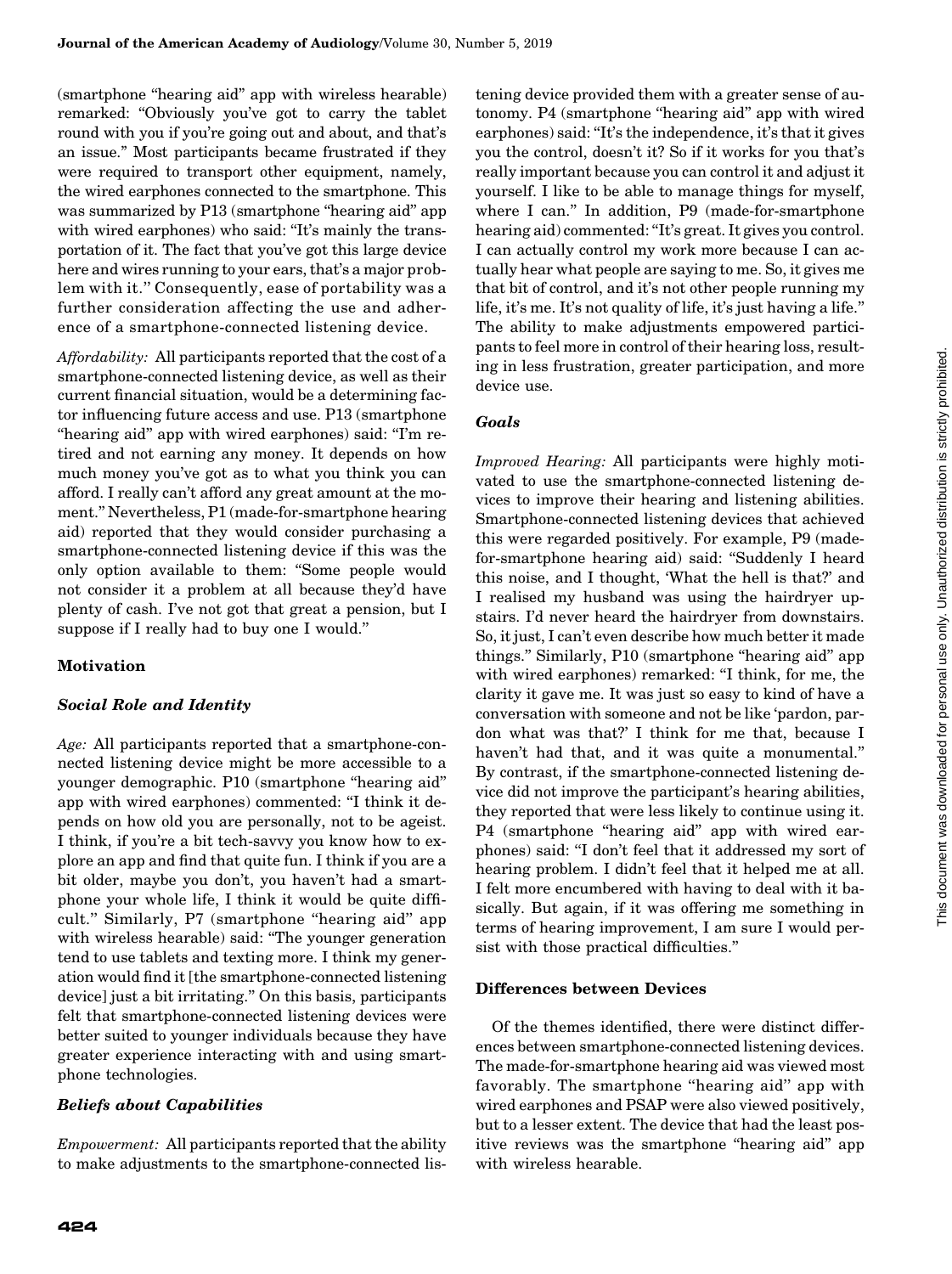(smartphone "hearing aid" app with wireless hearable) remarked: "Obviously you've got to carry the tablet round with you if you're going out and about, and that's an issue." Most participants became frustrated if they were required to transport other equipment, namely, the wired earphones connected to the smartphone. This was summarized by P13 (smartphone "hearing aid" app with wired earphones) who said: "It's mainly the transportation of it. The fact that you've got this large device here and wires running to your ears, that's a major problem with it." Consequently, ease of portability was a further consideration affecting the use and adherence of a smartphone-connected listening device.

*Affordability:* All participants reported that the cost of a smartphone-connected listening device, as well as their current financial situation, would be a determining factor influencing future access and use. P13 (smartphone "hearing aid" app with wired earphones) said: "I'm retired and not earning any money. It depends on how much money you've got as to what you think you can afford. I really can't afford any great amount at the moment." Nevertheless, P1 (made-for-smartphone hearing aid) reported that they would consider purchasing a smartphone-connected listening device if this was the only option available to them: "Some people would not consider it a problem at all because they'd have plenty of cash. I've not got that great a pension, but I suppose if I really had to buy one I would."

### Motivation

#### *Social Role and Identity*

*Age:* All participants reported that a smartphone-connected listening device might be more accessible to a younger demographic. P10 (smartphone "hearing aid" app with wired earphones) commented: "I think it depends on how old you are personally, not to be ageist. I think, if you're a bit tech-savvy you know how to explore an app and find that quite fun. I think if you are a bit older, maybe you don't, you haven't had a smartphone your whole life, I think it would be quite difficult." Similarly, P7 (smartphone "hearing aid" app with wireless hearable) said: "The younger generation tend to use tablets and texting more. I think my generation would find it [the smartphone-connected listening device] just a bit irritating." On this basis, participants felt that smartphone-connected listening devices were better suited to younger individuals because they have greater experience interacting with and using smartphone technologies.

#### *Beliefs about Capabilities*

*Empowerment:* All participants reported that the ability to make adjustments to the smartphone-connected listening device provided them with a greater sense of autonomy. P4 (smartphone "hearing aid" app with wired earphones) said: "It's the independence, it's that it gives you the control, doesn't it? So if it works for you that's really important because you can control it and adjust it yourself. I like to be able to manage things for myself, where I can." In addition, P9 (made-for-smartphone hearing aid) commented: "It's great. It gives you control. I can actually control my work more because I can actually hear what people are saying to me. So, it gives me that bit of control, and it's not other people running my life, it's me. It's not quality of life, it's just having a life." The ability to make adjustments empowered participants to feel more in control of their hearing loss, resulting in less frustration, greater participation, and more device use.

#### *Goals*

*Improved Hearing:* All participants were highly motivated to use the smartphone-connected listening devices to improve their hearing and listening abilities. Smartphone-connected listening devices that achieved this were regarded positively. For example, P9 (made-for-smartphone hearing aid) said: "Suddenly I heard this noise, and I thought, 'What the hell is that?' and I realised my husband was using the hairdryer upstairs. I'd never heard the hairdryer from downstairs. So, it just, I can't even describe how much better it made things." Similarly, P10 (smartphone "hearing aid" app with wired earphones) remarked: "I think, for me, the clarity it gave me. It was just so easy to kind of have a conversation with someone and not be like 'pardon, pardon what was that?' I think for me that, because I haven't had that, and it was quite a monumental." By contrast, if the smartphone-connected listening device did not improve the participant's hearing abilities, they reported that were less likely to continue using it. P4 (smartphone "hearing aid" app with wired earphones) said: "I don't feel that it addressed my sort of hearing problem. I didn't feel that it helped me at all. I felt more encumbered with having to deal with it basically. But again, if it was offering me something in terms of hearing improvement, I am sure I would persist with those practical difficulties."

### Differences between Devices

Of the themes identified, there were distinct differences between smartphone-connected listening devices. The made-for-smartphone hearing aid was viewed most favorably. The smartphone "hearing aid" app with wired earphones and PSAP were also viewed positively, but to a lesser extent. The device that had the least positive reviews was the smartphone "hearing aid" app with wireless hearable.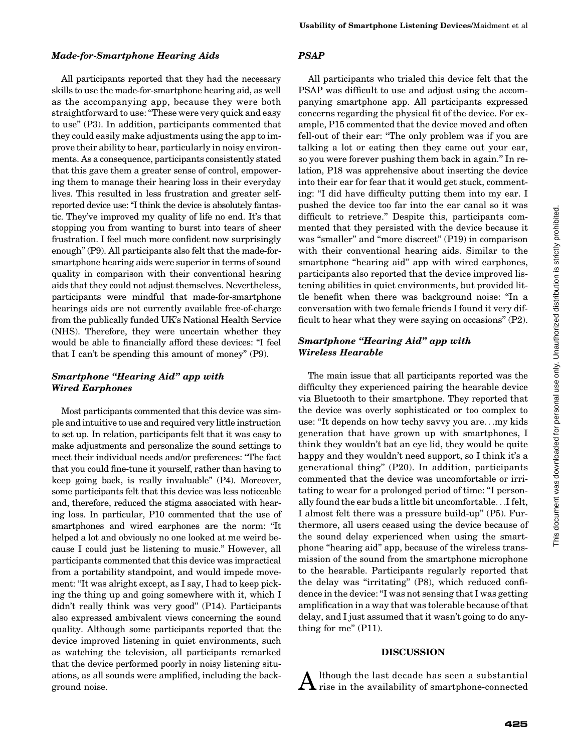### Made-for-Smartphone Hearing Aids

All participants reported that they had the necessary skills to use the made-for-smartphone hearing aid, as well as the accompanying app, because they were both straightforward to use: "These were very quick and easy to use" (P3). In addition, participants commented that they could easily make adjustments using the app to improve their ability to hear, particularly in noisy environments. As a consequence, participants consistently stated that this gave them a greater sense of control, empowering them to manage their hearing loss in their everyday lives. This resulted in less frustration and greater self-reported device use: "I think the device is absolutely fantastic. They've improved my quality of life no end. It's that stopping you from wanting to burst into tears of sheer frustration. I feel much more confident now surprisingly enough" (P9). All participants also felt that the made-for-smartphone hearing aids were superior in terms of sound quality in comparison with their conventional hearing aids that they could not adjust themselves. Nevertheless, participants were mindful that made-for-smartphone hearings aids are not currently available free-of-charge from the publically funded UK's National Health Service (NHS). Therefore, they were uncertain whether they would be able to financially afford these devices: "I feel that I can't be spending this amount of money" (P9).

### Smartphone "Hearing Aid" app with Wired Earphones

Most participants commented that this device was simple and intuitive to use and required very little instruction to set up. In relation, participants felt that it was easy to make adjustments and personalize the sound settings to meet their individual needs and/or preferences: "The fact that you could fine-tune it yourself, rather than having to keep going back, is really invaluable" (P4). Moreover, some participants felt that this device was less noticeable and, therefore, reduced the stigma associated with hearing loss. In particular, P10 commented that the use of smartphones and wired earphones are the norm: "It helped a lot and obviously no one looked at me weird because I could just be listening to music." However, all participants commented that this device was impractical from a portability standpoint, and would impede movement: "It was alright except, as I say, I had to keep picking the thing up and going somewhere with it, which I didn't really think was very good" (P14). Participants also expressed ambivalent views concerning the sound quality. Although some participants reported that the device improved listening in quiet environments, such as watching the television, all participants remarked that the device performed poorly in noisy listening situations, as all sounds were amplified, including the background noise.

### PSAP

All participants who trialed this device felt that the PSAP was difficult to use and adjust using the accompanying smartphone app. All participants expressed concerns regarding the physical fit of the device. For example, P15 commented that the device moved and often fell-out of their ear: "The only problem was if you are talking a lot or eating then they came out your ear, so you were forever pushing them back in again." In relation, P18 was apprehensive about inserting the device into their ear for fear that it would get stuck, commenting: "I did have difficulty putting them into my ear. I pushed the device too far into the ear canal so it was difficult to retrieve." Despite this, participants commented that they persisted with the device because it was "smaller" and "more discreet" (P19) in comparison with their conventional hearing aids. Similar to the smartphone "hearing aid" app with wired earphones, participants also reported that the device improved listening abilities in quiet environments, but provided little benefit when there was background noise: "In a conversation with two female friends I found it very difficult to hear what they were saying on occasions" (P2).

### Smartphone "Hearing Aid" app with Wireless Hearable

The main issue that all participants reported was the difficulty they experienced pairing the hearable device via Bluetooth to their smartphone. They reported that the device was overly sophisticated or too complex to use: "It depends on how techy savvy you are. . .my kids generation that have grown up with smartphones, I think they wouldn't bat an eye lid, they would be quite happy and they wouldn't need support, so I think it's a generational thing" (P20). In addition, participants commented that the device was uncomfortable or irritating to wear for a prolonged period of time: "I personally found the ear buds a little bit uncomfortable. . .I felt, I almost felt there was a pressure build-up" (P5). Furthermore, all users ceased using the device because of the sound delay experienced when using the smartphone "hearing aid" app, because of the wireless transmission of the sound from the smartphone microphone to the hearable. Participants regularly reported that the delay was "irritating" (P8), which reduced confidence in the device: "I was not sensing that I was getting amplification in a way that was tolerable because of that delay, and I just assumed that it wasn't going to do anything for me" (P11).

## DISCUSSION

Although the last decade has seen a substantial rise in the availability of smartphone-connected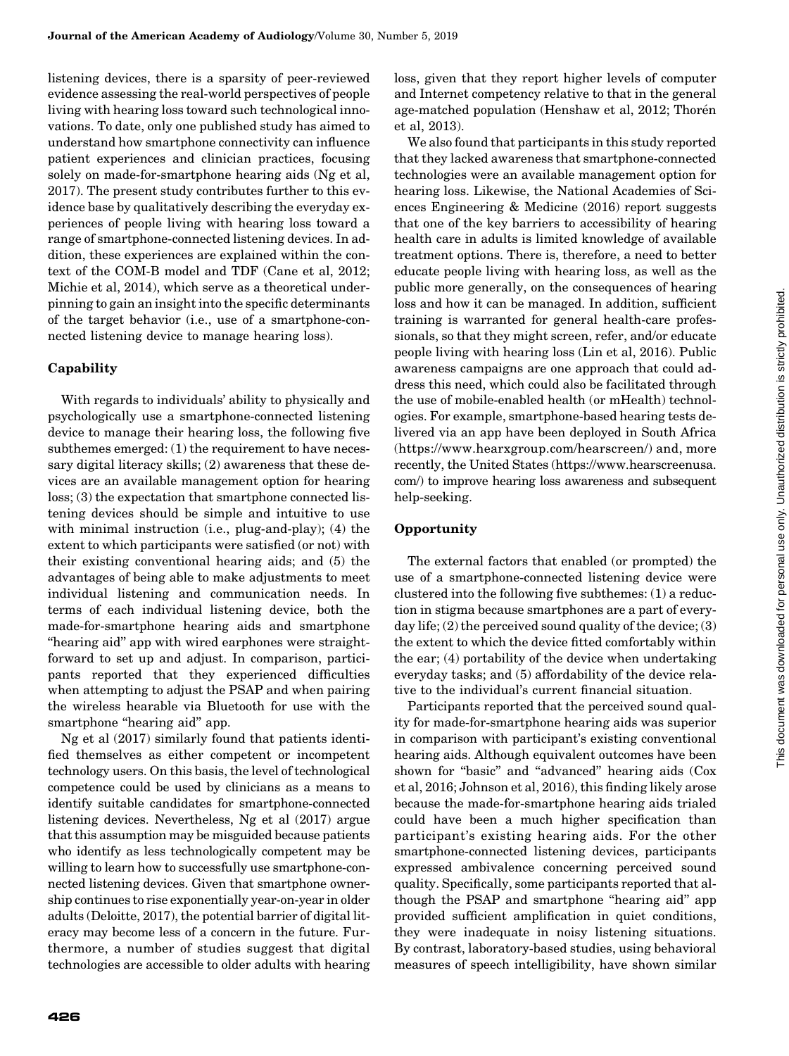listening devices, there is a sparsity of peer-reviewed evidence assessing the real-world perspectives of people living with hearing loss toward such technological innovations. To date, only one published study has aimed to understand how smartphone connectivity can influence patient experiences and clinician practices, focusing solely on made-for-smartphone hearing aids (Ng et al, 2017). The present study contributes further to this evidence base by qualitatively describing the everyday experiences of people living with hearing loss toward a range of smartphone-connected listening devices. In addition, these experiences are explained within the context of the COM-B model and TDF (Cane et al, 2012; Michie et al, 2014), which serve as a theoretical underpinning to gain an insight into the specific determinants of the target behavior (i.e., use of a smartphone-connected listening device to manage hearing loss).

### Capability

With regards to individuals' ability to physically and psychologically use a smartphone-connected listening device to manage their hearing loss, the following five subthemes emerged: (1) the requirement to have necessary digital literacy skills; (2) awareness that these devices are an available management option for hearing loss; (3) the expectation that smartphone connected listening devices should be simple and intuitive to use with minimal instruction (i.e., plug-and-play); (4) the extent to which participants were satisfied (or not) with their existing conventional hearing aids; and (5) the advantages of being able to make adjustments to meet individual listening and communication needs. In terms of each individual listening device, both the made-for-smartphone hearing aids and smartphone "hearing aid" app with wired earphones were straightforward to set up and adjust. In comparison, participants reported that they experienced difficulties when attempting to adjust the PSAP and when pairing the wireless hearable via Bluetooth for use with the smartphone "hearing aid" app.

Ng et al (2017) similarly found that patients identified themselves as either competent or incompetent technology users. On this basis, the level of technological competence could be used by clinicians as a means to identify suitable candidates for smartphone-connected listening devices. Nevertheless, Ng et al (2017) argue that this assumption may be misguided because patients who identify as less technologically competent may be willing to learn how to successfully use smartphone-connected listening devices. Given that smartphone ownership continues to rise exponentially year-on-year in older adults (Deloitte, 2017), the potential barrier of digital literacy may become less of a concern in the future. Furthermore, a number of studies suggest that digital technologies are accessible to older adults with hearing loss, given that they report higher levels of computer and Internet competency relative to that in the general age-matched population (Henshaw et al, 2012; Thorén et al, 2013).

We also found that participants in this study reported that they lacked awareness that smartphone-connected technologies were an available management option for hearing loss. Likewise, the National Academies of Sciences Engineering & Medicine (2016) report suggests that one of the key barriers to accessibility of hearing health care in adults is limited knowledge of available treatment options. There is, therefore, a need to better educate people living with hearing loss, as well as the public more generally, on the consequences of hearing loss and how it can be managed. In addition, sufficient training is warranted for general health-care professionals, so that they might screen, refer, and/or educate people living with hearing loss (Lin et al, 2016). Public awareness campaigns are one approach that could address this need, which could also be facilitated through the use of mobile-enabled health (or mHealth) technologies. For example, smartphone-based hearing tests delivered via an app have been deployed in South Africa (https://www.hearxgroup.com/hearscreen/) and, more recently, the United States (https://www.hearscreenusa.com/) to improve hearing loss awareness and subsequent help-seeking.

### Opportunity

The external factors that enabled (or prompted) the use of a smartphone-connected listening device were clustered into the following five subthemes: (1) a reduction in stigma because smartphones are a part of everyday life; (2) the perceived sound quality of the device; (3) the extent to which the device fitted comfortably within the ear; (4) portability of the device when undertaking everyday tasks; and (5) affordability of the device relative to the individual's current financial situation.

Participants reported that the perceived sound quality for made-for-smartphone hearing aids was superior in comparison with participant's existing conventional hearing aids. Although equivalent outcomes have been shown for "basic" and "advanced" hearing aids (Cox et al, 2016; Johnson et al, 2016), this finding likely arose because the made-for-smartphone hearing aids trialed could have been a much higher specification than participant's existing hearing aids. For the other smartphone-connected listening devices, participants expressed ambivalence concerning perceived sound quality. Specifically, some participants reported that although the PSAP and smartphone "hearing aid" app provided sufficient amplification in quiet conditions, they were inadequate in noisy listening situations. By contrast, laboratory-based studies, using behavioral measures of speech intelligibility, have shown similar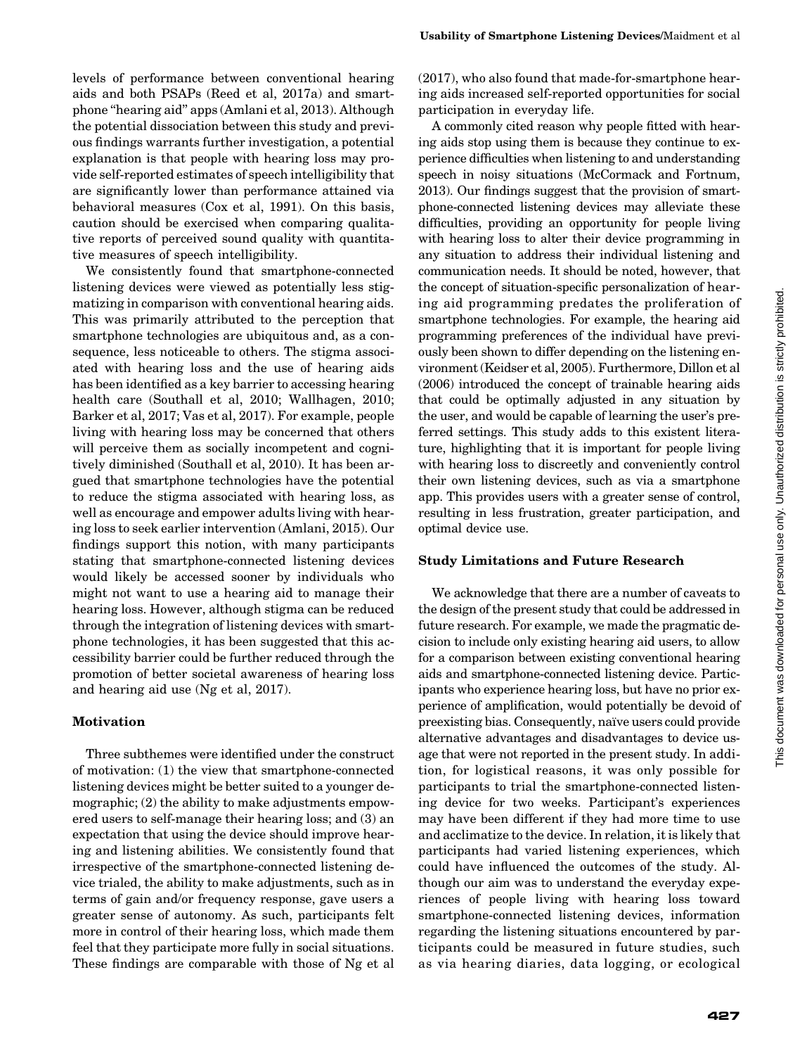levels of performance between conventional hearing aids and both PSAPs (Reed et al, 2017a) and smartphone "hearing aid" apps (Amlani et al, 2013). Although the potential dissociation between this study and previous findings warrants further investigation, a potential explanation is that people with hearing loss may provide self-reported estimates of speech intelligibility that are significantly lower than performance attained via behavioral measures (Cox et al, 1991). On this basis, caution should be exercised when comparing qualitative reports of perceived sound quality with quantitative measures of speech intelligibility.

We consistently found that smartphone-connected listening devices were viewed as potentially less stigmatizing in comparison with conventional hearing aids. This was primarily attributed to the perception that smartphone technologies are ubiquitous and, as a consequence, less noticeable to others. The stigma associated with hearing loss and the use of hearing aids has been identified as a key barrier to accessing hearing health care (Southall et al, 2010; Wallhagen, 2010; Barker et al, 2017; Vas et al, 2017). For example, people living with hearing loss may be concerned that others will perceive them as socially incompetent and cognitively diminished (Southall et al, 2010). It has been argued that smartphone technologies have the potential to reduce the stigma associated with hearing loss, as well as encourage and empower adults living with hearing loss to seek earlier intervention (Amlani, 2015). Our findings support this notion, with many participants stating that smartphone-connected listening devices would likely be accessed sooner by individuals who might not want to use a hearing aid to manage their hearing loss. However, although stigma can be reduced through the integration of listening devices with smartphone technologies, it has been suggested that this accessibility barrier could be further reduced through the promotion of better societal awareness of hearing loss and hearing aid use (Ng et al, 2017).

### Motivation

Three subthemes were identified under the construct of motivation: (1) the view that smartphone-connected listening devices might be better suited to a younger demographic; (2) the ability to make adjustments empowered users to self-manage their hearing loss; and (3) an expectation that using the device should improve hearing and listening abilities. We consistently found that irrespective of the smartphone-connected listening device trialed, the ability to make adjustments, such as in terms of gain and/or frequency response, gave users a greater sense of autonomy. As such, participants felt more in control of their hearing loss, which made them feel that they participate more fully in social situations. These findings are comparable with those of Ng et al (2017), who also found that made-for-smartphone hearing aids increased self-reported opportunities for social participation in everyday life.

A commonly cited reason why people fitted with hearing aids stop using them is because they continue to experience difficulties when listening to and understanding speech in noisy situations (McCormack and Fortnum, 2013). Our findings suggest that the provision of smartphone-connected listening devices may alleviate these difficulties, providing an opportunity for people living with hearing loss to alter their device programming in any situation to address their individual listening and communication needs. It should be noted, however, that the concept of situation-specific personalization of hearing aid programming predates the proliferation of smartphone technologies. For example, the hearing aid programming preferences of the individual have previously been shown to differ depending on the listening environment (Keidser et al, 2005). Furthermore, Dillon et al (2006) introduced the concept of trainable hearing aids that could be optimally adjusted in any situation by the user, and would be capable of learning the user's preferred settings. This study adds to this existent literature, highlighting that it is important for people living with hearing loss to discreetly and conveniently control their own listening devices, such as via a smartphone app. This provides users with a greater sense of control, resulting in less frustration, greater participation, and optimal device use.

### Study Limitations and Future Research

We acknowledge that there are a number of caveats to the design of the present study that could be addressed in future research. For example, we made the pragmatic decision to include only existing hearing aid users, to allow for a comparison between existing conventional hearing aids and smartphone-connected listening device. Participants who experience hearing loss, but have no prior experience of amplification, would potentially be devoid of preexisting bias. Consequently, naïve users could provide alternative advantages and disadvantages to device usage that were not reported in the present study. In addition, for logistical reasons, it was only possible for participants to trial the smartphone-connected listening device for two weeks. Participant's experiences may have been different if they had more time to use and acclimatize to the device. In relation, it is likely that participants had varied listening experiences, which could have influenced the outcomes of the study. Although our aim was to understand the everyday experiences of people living with hearing loss toward smartphone-connected listening devices, information regarding the listening situations encountered by participants could be measured in future studies, such as via hearing diaries, data logging, or ecological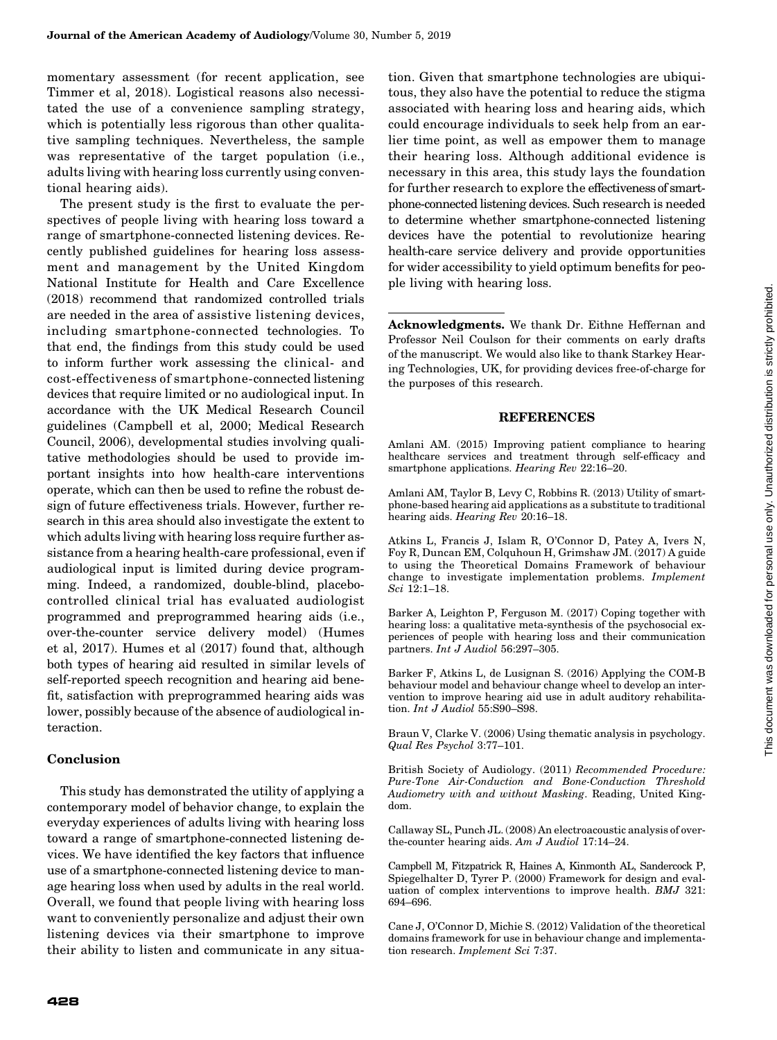momentary assessment (for recent application, see Timmer et al, 2018). Logistical reasons also necessitated the use of a convenience sampling strategy, which is potentially less rigorous than other qualitative sampling techniques. Nevertheless, the sample was representative of the target population (i.e., adults living with hearing loss currently using conventional hearing aids).

The present study is the first to evaluate the perspectives of people living with hearing loss toward a range of smartphone-connected listening devices. Recently published guidelines for hearing loss assessment and management by the United Kingdom National Institute for Health and Care Excellence (2018) recommend that randomized controlled trials are needed in the area of assistive listening devices, including smartphone-connected technologies. To that end, the findings from this study could be used to inform further work assessing the clinical- and cost-effectiveness of smartphone-connected listening devices that require limited or no audiological input. In accordance with the UK Medical Research Council guidelines (Campbell et al, 2000; Medical Research Council, 2006), developmental studies involving qualitative methodologies should be used to provide important insights into how health-care interventions operate, which can then be used to refine the robust design of future effectiveness trials. However, further research in this area should also investigate the extent to which adults living with hearing loss require further assistance from a hearing health-care professional, even if audiological input is limited during device programming. Indeed, a randomized, double-blind, placebo-controlled clinical trial has evaluated audiologist programmed and preprogrammed hearing aids (i.e., over-the-counter service delivery model) (Humes et al, 2017). Humes et al (2017) found that, although both types of hearing aid resulted in similar levels of self-reported speech recognition and hearing aid benefit, satisfaction with preprogrammed hearing aids was lower, possibly because of the absence of audiological interaction.

## Conclusion

This study has demonstrated the utility of applying a contemporary model of behavior change, to explain the everyday experiences of adults living with hearing loss toward a range of smartphone-connected listening devices. We have identified the key factors that influence use of a smartphone-connected listening device to manage hearing loss when used by adults in the real world. Overall, we found that people living with hearing loss want to conveniently personalize and adjust their own listening devices via their smartphone to improve their ability to listen and communicate in any situation. Given that smartphone technologies are ubiquitous, they also have the potential to reduce the stigma associated with hearing loss and hearing aids, which could encourage individuals to seek help from an earlier time point, as well as empower them to manage their hearing loss. Although additional evidence is necessary in this area, this study lays the foundation for further research to explore the effectiveness of smartphone-connected listening devices. Such research is needed to determine whether smartphone-connected listening devices have the potential to revolutionize hearing health-care service delivery and provide opportunities for wider accessibility to yield optimum benefits for people living with hearing loss.

**Acknowledgments.** We thank Dr. Eithne Heffernan and Professor Neil Coulson for their comments on early drafts of the manuscript. We would also like to thank Starkey Hearing Technologies, UK, for providing devices free-of-charge for the purposes of this research.

## REFERENCES

Amlani AM. (2015) Improving patient compliance to hearing healthcare services and treatment through self-efficacy and smartphone applications. *Hearing Rev* 22:16–20.

Amlani AM, Taylor B, Levy C, Robbins R. (2013) Utility of smartphone-based hearing aid applications as a substitute to traditional hearing aids. *Hearing Rev* 20:16–18.

Atkins L, Francis J, Islam R, O'Connor D, Patey A, Ivers N, Foy R, Duncan EM, Colquhoun H, Grimshaw JM. (2017) A guide to using the Theoretical Domains Framework of behaviour change to investigate implementation problems. *Implement Sci* 12:1–18.

Barker A, Leighton P, Ferguson M. (2017) Coping together with hearing loss: a qualitative meta-synthesis of the psychosocial experiences of people with hearing loss and their communication partners. *Int J Audiol* 56:297–305.

Barker F, Atkins L, de Lusignan S. (2016) Applying the COM-B behaviour model and behaviour change wheel to develop an intervention to improve hearing aid use in adult auditory rehabilitation. *Int J Audiol* 55:S90–S98.

Braun V, Clarke V. (2006) Using thematic analysis in psychology. *Qual Res Psychol* 3:77–101.

British Society of Audiology. (2011) *Recommended Procedure: Pure-Tone Air-Conduction and Bone-Conduction Threshold Audiometry with and without Masking*. Reading, United Kingdom.

Callaway SL, Punch JL. (2008) An electroacoustic analysis of over-the-counter hearing aids. *Am J Audiol* 17:14–24.

Campbell M, Fitzpatrick R, Haines A, Kinmonth AL, Sandercock P, Spiegelhalter D, Tyrer P. (2000) Framework for design and evaluation of complex interventions to improve health. *BMJ* 321: 694–696.

Cane J, O'Connor D, Michie S. (2012) Validation of the theoretical domains framework for use in behaviour change and implementation research. *Implement Sci* 7:37.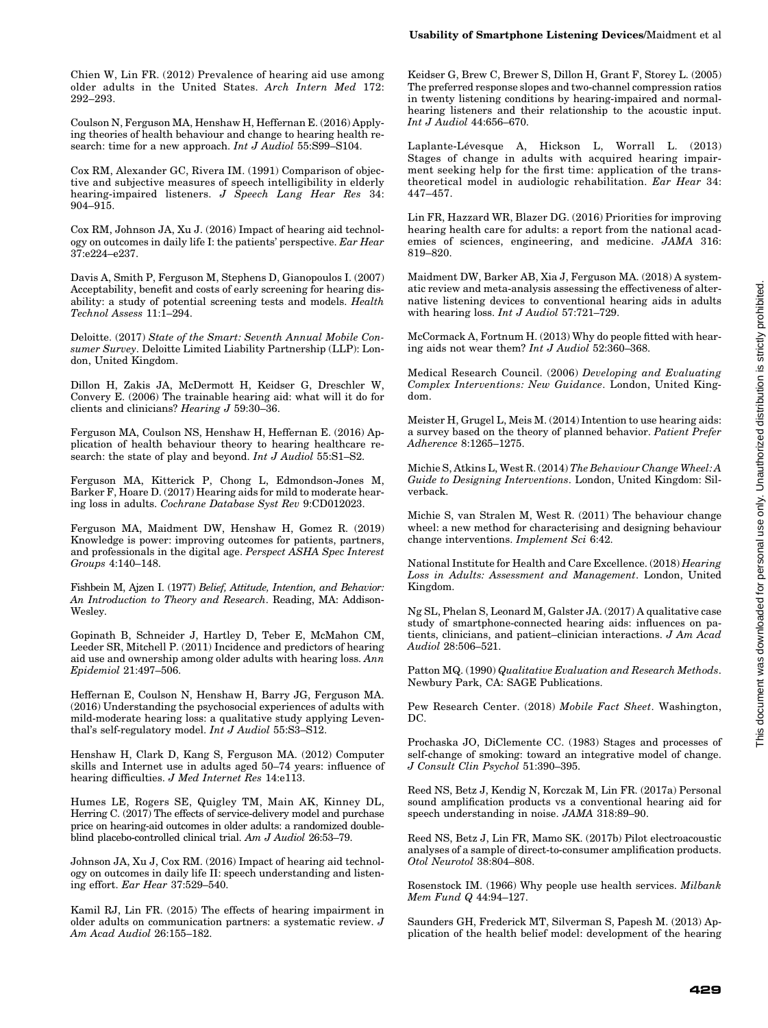Chien W, Lin FR. (2012) Prevalence of hearing aid use among older adults in the United States. *Arch Intern Med* 172: 292–293.

Coulson N, Ferguson MA, Henshaw H, Heffernan E. (2016) Applying theories of health behaviour and change to hearing health research: time for a new approach. *Int J Audiol* 55:S99–S104.

Cox RM, Alexander GC, Rivera IM. (1991) Comparison of objective and subjective measures of speech intelligibility in elderly hearing-impaired listeners. *J Speech Lang Hear Res* 34: 904–915.

Cox RM, Johnson JA, Xu J. (2016) Impact of hearing aid technology on outcomes in daily life I: the patients' perspective. *Ear Hear* 37:e224–e237.

Davis A, Smith P, Ferguson M, Stephens D, Gianopoulos I. (2007) Acceptability, benefit and costs of early screening for hearing disability: a study of potential screening tests and models. *Health Technol Assess* 11:1–294.

Deloitte. (2017) *State of the Smart: Seventh Annual Mobile Consumer Survey*. Deloitte Limited Liability Partnership (LLP): London, United Kingdom.

Dillon H, Zakis JA, McDermott H, Keidser G, Dreschler W, Convery E. (2006) The trainable hearing aid: what will it do for clients and clinicians? *Hearing J* 59:30–36.

Ferguson MA, Coulson NS, Henshaw H, Heffernan E. (2016) Application of health behaviour theory to hearing healthcare research: the state of play and beyond. *Int J Audiol* 55:S1–S2.

Ferguson MA, Kitterick P, Chong L, Edmondson-Jones M, Barker F, Hoare D. (2017) Hearing aids for mild to moderate hearing loss in adults. *Cochrane Database Syst Rev* 9:CD012023.

Ferguson MA, Maidment DW, Henshaw H, Gomez R. (2019) Knowledge is power: improving outcomes for patients, partners, and professionals in the digital age. *Perspect ASHA Spec Interest Groups* 4:140–148.

Fishbein M, Ajzen I. (1977) *Belief, Attitude, Intention, and Behavior: An Introduction to Theory and Research*. Reading, MA: Addison-Wesley.

Gopinath B, Schneider J, Hartley D, Teber E, McMahon CM, Leeder SR, Mitchell P. (2011) Incidence and predictors of hearing aid use and ownership among older adults with hearing loss. *Ann Epidemiol* 21:497–506.

Heffernan E, Coulson N, Henshaw H, Barry JG, Ferguson MA. (2016) Understanding the psychosocial experiences of adults with mild-moderate hearing loss: a qualitative study applying Leventhal's self-regulatory model. *Int J Audiol* 55:S3–S12.

Henshaw H, Clark D, Kang S, Ferguson MA. (2012) Computer skills and Internet use in adults aged 50–74 years: influence of hearing difficulties. *J Med Internet Res* 14:e113.

Humes LE, Rogers SE, Quigley TM, Main AK, Kinney DL, Herring C. (2017) The effects of service-delivery model and purchase price on hearing-aid outcomes in older adults: a randomized double-blind placebo-controlled clinical trial. *Am J Audiol* 26:53–79.

Johnson JA, Xu J, Cox RM. (2016) Impact of hearing aid technology on outcomes in daily life II: speech understanding and listening effort. *Ear Hear* 37:529–540.

Kamil RJ, Lin FR. (2015) The effects of hearing impairment in older adults on communication partners: a systematic review. *J Am Acad Audiol* 26:155–182.

Keidser G, Brew C, Brewer S, Dillon H, Grant F, Storey L. (2005) The preferred response slopes and two-channel compression ratios in twenty listening conditions by hearing-impaired and normal-hearing listeners and their relationship to the acoustic input. *Int J Audiol* 44:656–670.

Laplante-Lévesque A, Hickson L, Worrall L. (2013) Stages of change in adults with acquired hearing impairment seeking help for the first time: application of the transtheoretical model in audiologic rehabilitation. *Ear Hear* 34: 447–457.

Lin FR, Hazzard WR, Blazer DG. (2016) Priorities for improving hearing health care for adults: a report from the national academies of sciences, engineering, and medicine. *JAMA* 316: 819–820.

Maidment DW, Barker AB, Xia J, Ferguson MA. (2018) A systematic review and meta-analysis assessing the effectiveness of alternative listening devices to conventional hearing aids in adults with hearing loss. *Int J Audiol* 57:721–729.

McCormack A, Fortnum H. (2013) Why do people fitted with hearing aids not wear them? *Int J Audiol* 52:360–368.

Medical Research Council. (2006) *Developing and Evaluating Complex Interventions: New Guidance*. London, United Kingdom.

Meister H, Grugel L, Meis M. (2014) Intention to use hearing aids: a survey based on the theory of planned behavior. *Patient Prefer Adherence* 8:1265–1275.

Michie S, Atkins L, West R. (2014) *The Behaviour Change Wheel: A Guide to Designing Interventions*. London, United Kingdom: Silverback.

Michie S, van Stralen M, West R. (2011) The behaviour change wheel: a new method for characterising and designing behaviour change interventions. *Implement Sci* 6:42.

National Institute for Health and Care Excellence. (2018) *Hearing Loss in Adults: Assessment and Management*. London, United Kingdom.

Ng SL, Phelan S, Leonard M, Galster JA. (2017) A qualitative case study of smartphone-connected hearing aids: influences on patients, clinicians, and patient–clinician interactions. *J Am Acad Audiol* 28:506–521.

Patton MQ. (1990) *Qualitative Evaluation and Research Methods*. Newbury Park, CA: SAGE Publications.

Pew Research Center. (2018) *Mobile Fact Sheet*. Washington, DC.

Prochaska JO, DiClemente CC. (1983) Stages and processes of self-change of smoking: toward an integrative model of change. *J Consult Clin Psychol* 51:390–395.

Reed NS, Betz J, Kendig N, Korczak M, Lin FR. (2017a) Personal sound amplification products vs a conventional hearing aid for speech understanding in noise. *JAMA* 318:89–90.

Reed NS, Betz J, Lin FR, Mamo SK. (2017b) Pilot electroacoustic analyses of a sample of direct-to-consumer amplification products. *Otol Neurotol* 38:804–808.

Rosenstock IM. (1966) Why people use health services. *Milbank Mem Fund Q* 44:94–127.

Saunders GH, Frederick MT, Silverman S, Papesh M. (2013) Application of the health belief model: development of the hearing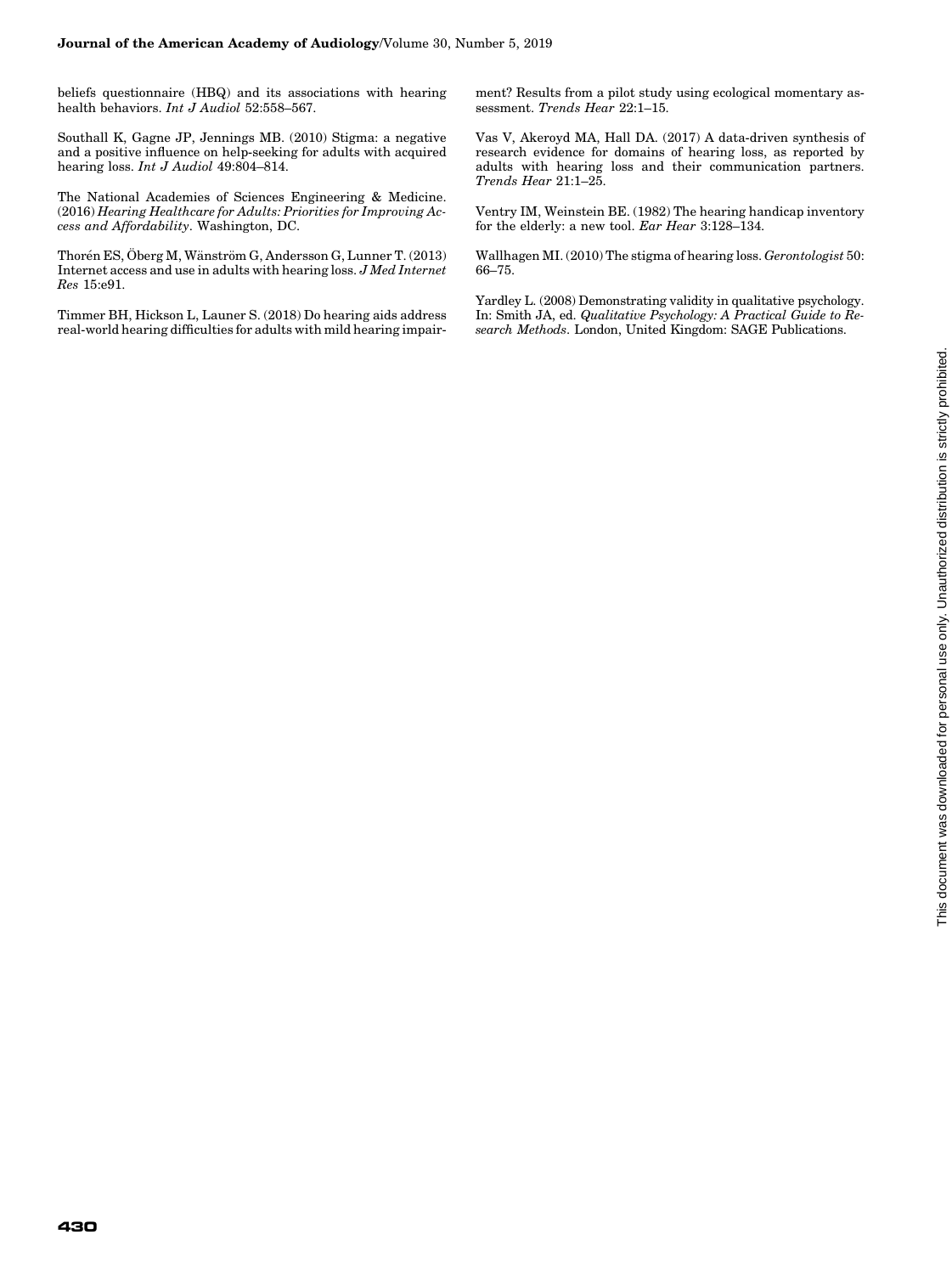beliefs questionnaire (HBQ) and its associations with hearing health behaviors. *Int J Audiol* 52:558–567.

Southall K, Gagne JP, Jennings MB. (2010) Stigma: a negative and a positive influence on help-seeking for adults with acquired hearing loss. *Int J Audiol* 49:804–814.

The National Academies of Sciences Engineering & Medicine. (2016) *Hearing Healthcare for Adults: Priorities for Improving Access and Affordability*. Washington, DC.

Thorén ES, Öberg M, Wänström G, Andersson G, Lunner T. (2013) Internet access and use in adults with hearing loss. *J Med Internet Res* 15:e91.

Timmer BH, Hickson L, Launer S. (2018) Do hearing aids address real-world hearing difficulties for adults with mild hearing impairment? Results from a pilot study using ecological momentary assessment. *Trends Hear* 22:1–15.

Vas V, Akeroyd MA, Hall DA. (2017) A data-driven synthesis of research evidence for domains of hearing loss, as reported by adults with hearing loss and their communication partners. *Trends Hear* 21:1–25.

Ventry IM, Weinstein BE. (1982) The hearing handicap inventory for the elderly: a new tool. *Ear Hear* 3:128–134.

Wallhagen MI. (2010) The stigma of hearing loss. *Gerontologist* 50: 66–75.

Yardley L. (2008) Demonstrating validity in qualitative psychology. In: Smith JA, ed. *Qualitative Psychology: A Practical Guide to Research Methods*. London, United Kingdom: SAGE Publications.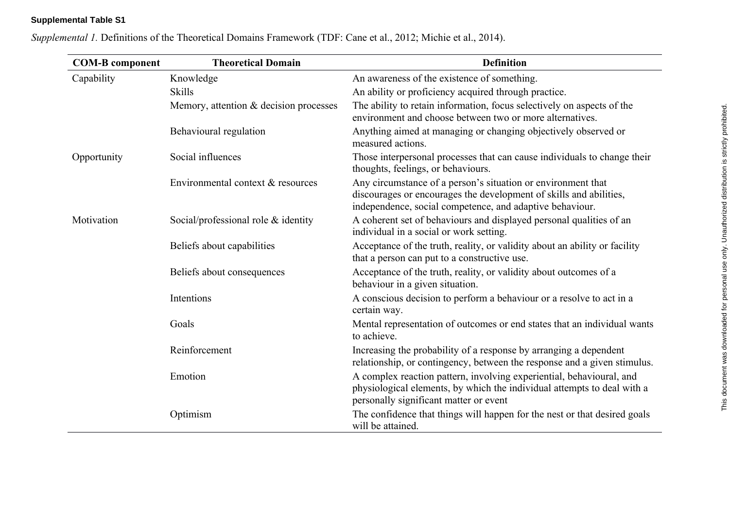**Supplemental Table S1**

*Supplemental 1.* Definitions of the Theoretical Domains Framework (TDF: Cane et al., 2012; Michie et al., 2014).

| COM-B component | Theoretical Domain | Definition |
|---|---|---|
| Capability | Knowledge | An awareness of the existence of something. |
| | Skills | An ability or proficiency acquired through practice. |
| | Memory, attention & decision processes | The ability to retain information, focus selectively on aspects of the environment and choose between two or more alternatives. |
| | Behavioural regulation | Anything aimed at managing or changing objectively observed or measured actions. |
| Opportunity | Social influences | Those interpersonal processes that can cause individuals to change their thoughts, feelings, or behaviours. |
| | Environmental context & resources | Any circumstance of a person's situation or environment that discourages or encourages the development of skills and abilities, independence, social competence, and adaptive behaviour. |
| Motivation | Social/professional role & identity | A coherent set of behaviours and displayed personal qualities of an individual in a social or work setting. |
| | Beliefs about capabilities | Acceptance of the truth, reality, or validity about an ability or facility that a person can put to a constructive use. |
| | Beliefs about consequences | Acceptance of the truth, reality, or validity about outcomes of a behaviour in a given situation. |
| | Intentions | A conscious decision to perform a behaviour or a resolve to act in a certain way. |
| | Goals | Mental representation of outcomes or end states that an individual wants to achieve. |
| | Reinforcement | Increasing the probability of a response by arranging a dependent relationship, or contingency, between the response and a given stimulus. |
| | Emotion | A complex reaction pattern, involving experiential, behavioural, and physiological elements, by which the individual attempts to deal with a personally significant matter or event |
| | Optimism | The confidence that things will happen for the nest or that desired goals will be attained. |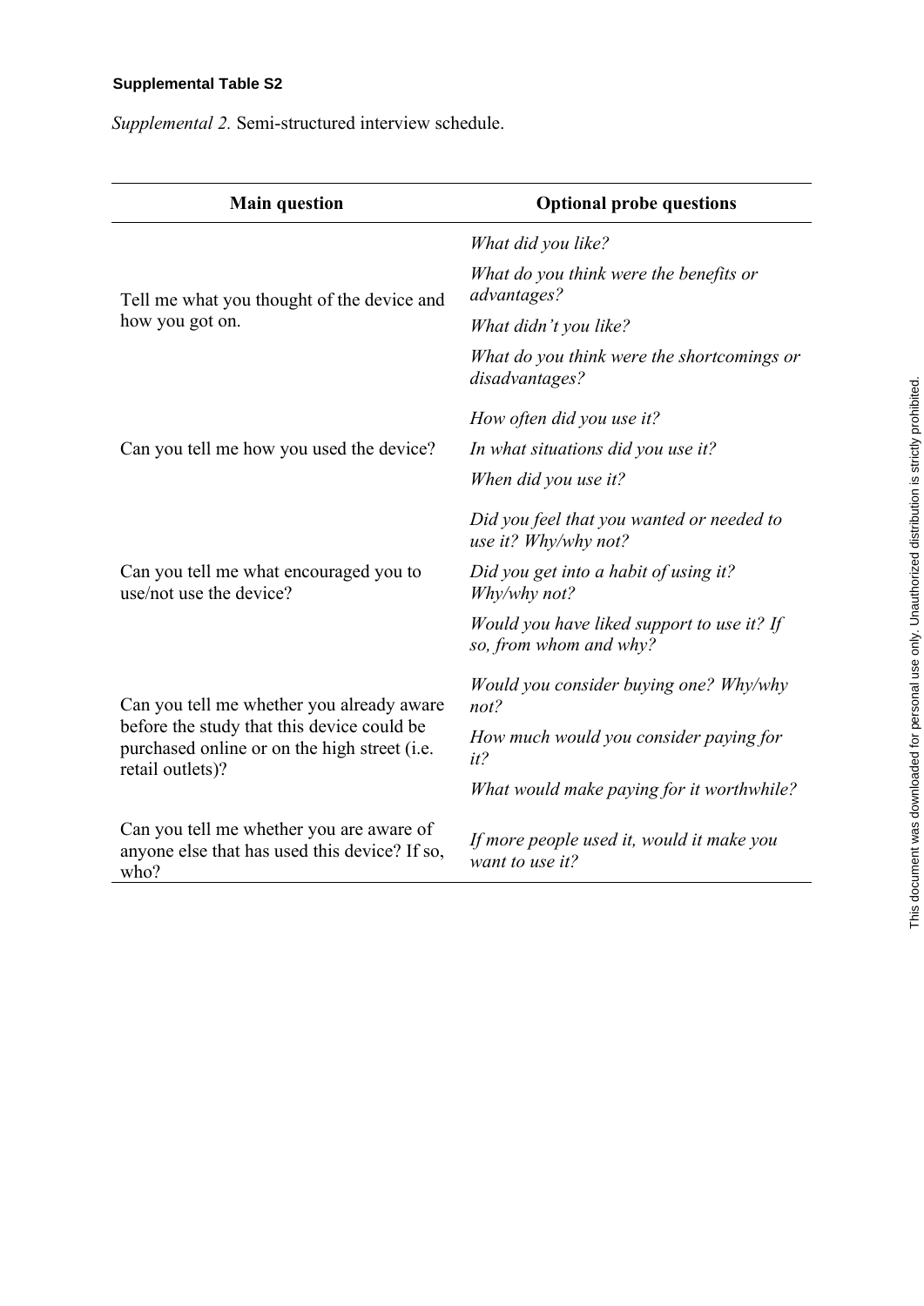**Supplemental Table S2**

*Supplemental 2.* Semi-structured interview schedule.

| Main question | Optional probe questions |
| --- | --- |
| Tell me what you thought of the device and how you got on. | *What did you like?*<br>*What do you think were the benefits or advantages?*<br>*What didn't you like?*<br>*What do you think were the shortcomings or disadvantages?* |
| Can you tell me how you used the device? | *How often did you use it?*<br>*In what situations did you use it?*<br>*When did you use it?* |
| Can you tell me what encouraged you to use/not use the device? | *Did you feel that you wanted or needed to use it? Why/why not?*<br>*Did you get into a habit of using it? Why/why not?*<br>*Would you have liked support to use it? If so, from whom and why?* |
| Can you tell me whether you already aware before the study that this device could be purchased online or on the high street (i.e. retail outlets)? | *Would you consider buying one? Why/why not?*<br>*How much would you consider paying for it?*<br>*What would make paying for it worthwhile?* |
| Can you tell me whether you are aware of anyone else that has used this device? If so, who? | *If more people used it, would it make you want to use it?* |